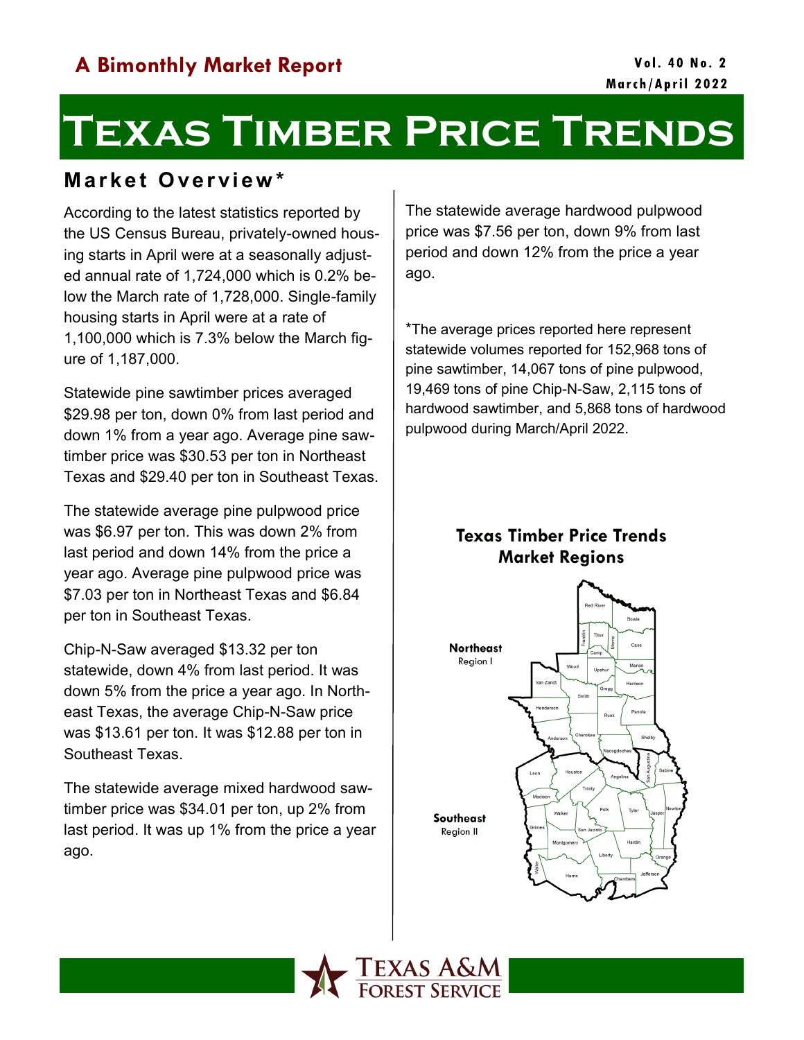## A Bimonthly Market Report

**Vol. 40 No. 2**
**March/April 2022**

# Texas Timber Price Trends

## Market Overview*

According to the latest statistics reported by the US Census Bureau, privately-owned housing starts in April were at a seasonally adjusted annual rate of 1,724,000 which is 0.2% below the March rate of 1,728,000. Single-family housing starts in April were at a rate of 1,100,000 which is 7.3% below the March figure of 1,187,000.

Statewide pine sawtimber prices averaged $29.98 per ton, down 0% from last period and down 1% from a year ago. Average pine sawtimber price was $30.53 per ton in Northeast Texas and $29.40 per ton in Southeast Texas.

The statewide average pine pulpwood price was $6.97 per ton. This was down 2% from last period and down 14% from the price a year ago. Average pine pulpwood price was $7.03 per ton in Northeast Texas and $6.84 per ton in Southeast Texas.

Chip-N-Saw averaged $13.32 per ton statewide, down 4% from last period. It was down 5% from the price a year ago. In Northeast Texas, the average Chip-N-Saw price was $13.61 per ton. It was $12.88 per ton in Southeast Texas.

The statewide average mixed hardwood sawtimber price was $34.01 per ton, up 2% from last period. It was up 1% from the price a year ago.

The statewide average hardwood pulpwood price was $7.56 per ton, down 9% from last period and down 12% from the price a year ago.

*The average prices reported here represent statewide volumes reported for 152,968 tons of pine sawtimber, 14,067 tons of pine pulpwood, 19,469 tons of pine Chip-N-Saw, 2,115 tons of hardwood sawtimber, and 5,868 tons of hardwood pulpwood during March/April 2022.

**Texas Timber Price Trends Market Regions**

**Northeast** Region I

**Southeast** Region II

Texas A&M Forest Service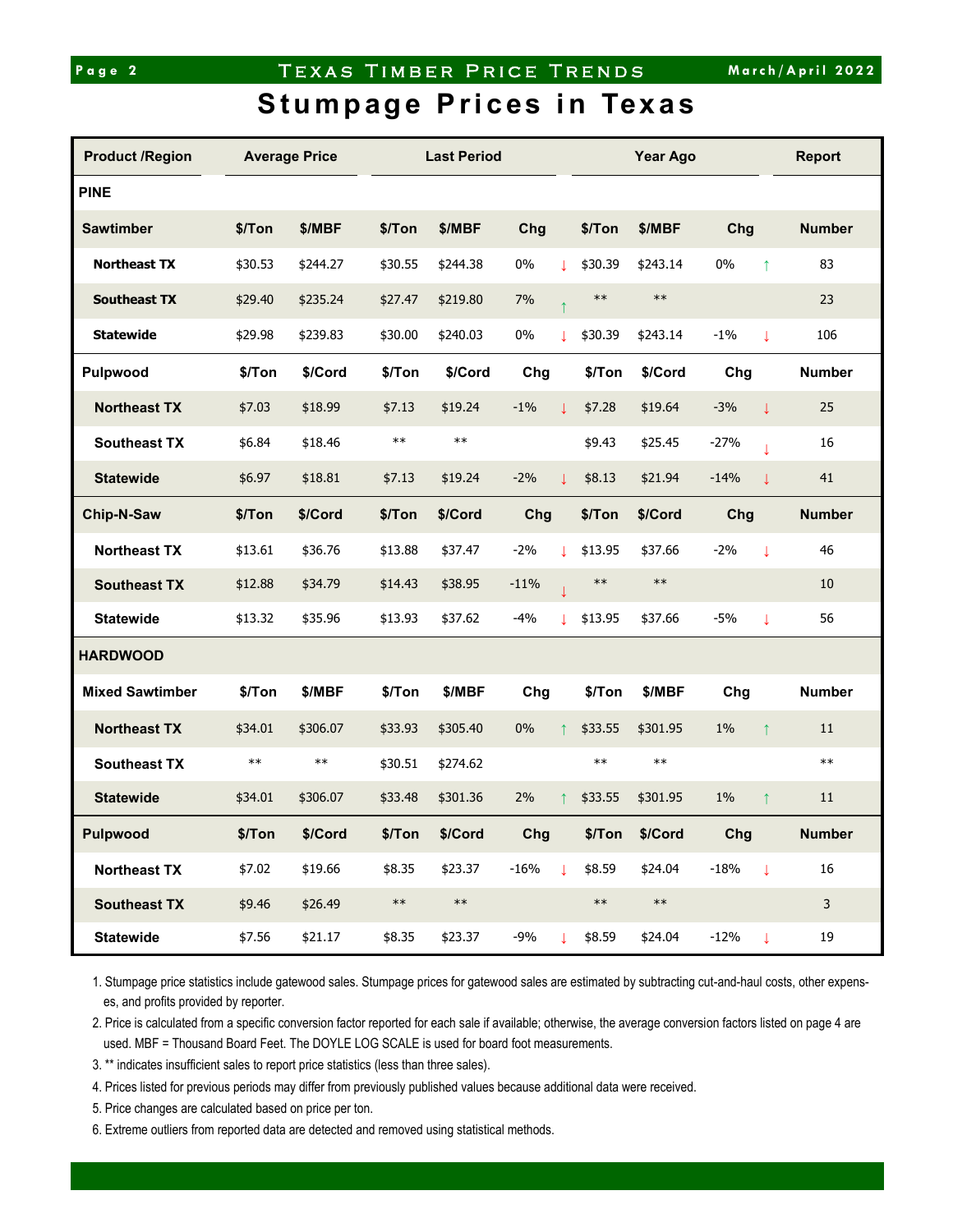# Stumpage Prices in Texas

| Product /Region | Average Price | | Last Period | | | | Year Ago | | | | Report |
|---|---|---|---|---|---|---|---|---|---|---|---|
| **PINE** | | | | | | | | | | | |
| **Sawtimber** | **$/Ton** | **$/MBF** | **$/Ton** | **$/MBF** | **Chg** | | **$/Ton** | **$/MBF** | **Chg** | | **Number** |
| **Northeast TX** | $30.53 | $244.27 | $30.55 | $244.38 | 0% | ↓ | $30.39 | $243.14 | 0% | ↑ | 83 |
| **Southeast TX** | $29.40 | $235.24 | $27.47 | $219.80 | 7% | ↑ | ** | ** | | | 23 |
| **Statewide** | $29.98 | $239.83 | $30.00 | $240.03 | 0% | ↓ | $30.39 | $243.14 | -1% | ↓ | 106 |
| **Pulpwood** | **$/Ton** | **$/Cord** | **$/Ton** | **$/Cord** | **Chg** | | **$/Ton** | **$/Cord** | **Chg** | | **Number** |
| **Northeast TX** | $7.03 | $18.99 | $7.13 | $19.24 | -1% | ↓ | $7.28 | $19.64 | -3% | ↓ | 25 |
| **Southeast TX** | $6.84 | $18.46 | ** | ** | | | $9.43 | $25.45 | -27% | ↓ | 16 |
| **Statewide** | $6.97 | $18.81 | $7.13 | $19.24 | -2% | ↓ | $8.13 | $21.94 | -14% | ↓ | 41 |
| **Chip-N-Saw** | **$/Ton** | **$/Cord** | **$/Ton** | **$/Cord** | **Chg** | | **$/Ton** | **$/Cord** | **Chg** | | **Number** |
| **Northeast TX** | $13.61 | $36.76 | $13.88 | $37.47 | -2% | ↓ | $13.95 | $37.66 | -2% | ↓ | 46 |
| **Southeast TX** | $12.88 | $34.79 | $14.43 | $38.95 | -11% | ↓ | ** | ** | | | 10 |
| **Statewide** | $13.32 | $35.96 | $13.93 | $37.62 | -4% | ↓ | $13.95 | $37.66 | -5% | ↓ | 56 |
| **HARDWOOD** | | | | | | | | | | | |
| **Mixed Sawtimber** | **$/Ton** | **$/MBF** | **$/Ton** | **$/MBF** | **Chg** | | **$/Ton** | **$/MBF** | **Chg** | | **Number** |
| **Northeast TX** | $34.01 | $306.07 | $33.93 | $305.40 | 0% | ↑ | $33.55 | $301.95 | 1% | ↑ | 11 |
| **Southeast TX** | ** | ** | $30.51 | $274.62 | | | ** | ** | | | ** |
| **Statewide** | $34.01 | $306.07 | $33.48 | $301.36 | 2% | ↑ | $33.55 | $301.95 | 1% | ↑ | 11 |
| **Pulpwood** | **$/Ton** | **$/Cord** | **$/Ton** | **$/Cord** | **Chg** | | **$/Ton** | **$/Cord** | **Chg** | | **Number** |
| **Northeast TX** | $7.02 | $19.66 | $8.35 | $23.37 | -16% | ↓ | $8.59 | $24.04 | -18% | ↓ | 16 |
| **Southeast TX** | $9.46 | $26.49 | ** | ** | | | ** | ** | | | 3 |
| **Statewide** | $7.56 | $21.17 | $8.35 | $23.37 | -9% | ↓ | $8.59 | $24.04 | -12% | ↓ | 19 |

1. Stumpage price statistics include gatewood sales. Stumpage prices for gatewood sales are estimated by subtracting cut-and-haul costs, other expenses, and profits provided by reporter.
2. Price is calculated from a specific conversion factor reported for each sale if available; otherwise, the average conversion factors listed on page 4 are used. MBF = Thousand Board Feet. The DOYLE LOG SCALE is used for board foot measurements.
3. ** indicates insufficient sales to report price statistics (less than three sales).
4. Prices listed for previous periods may differ from previously published values because additional data were received.
5. Price changes are calculated based on price per ton.
6. Extreme outliers from reported data are detected and removed using statistical methods.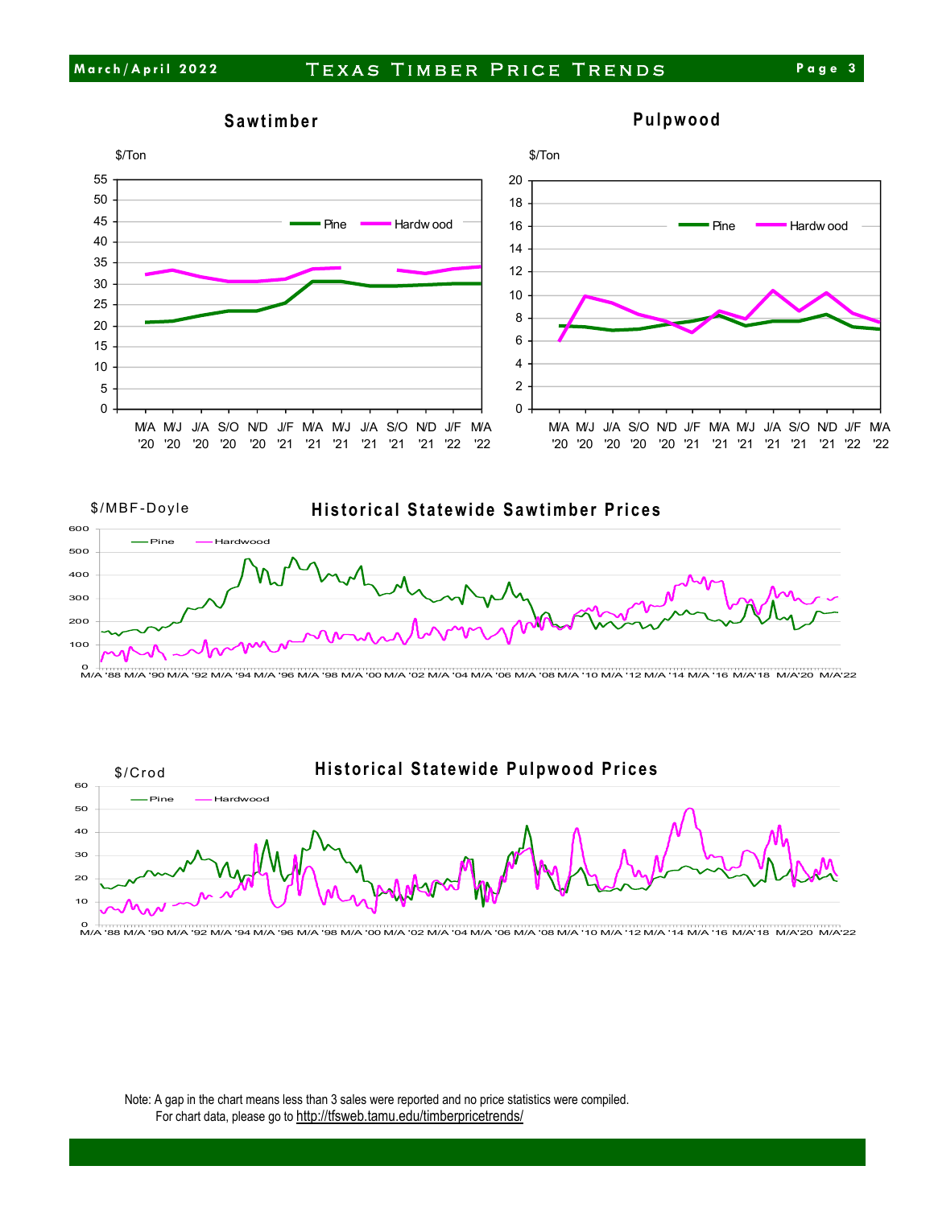## Sawtimber

$/Ton

Pine — Hardwood

M/A '20, M/J '20, J/A '20, S/O '20, N/D '20, J/F '21, M/A '21, M/J '21, J/A '21, S/O '21, N/D '21, J/F '22, M/A '22

## Pulpwood

$/Ton

Pine — Hardwood

M/A '20, M/J '20, J/A '20, S/O '20, N/D '20, J/F '21, M/A '21, M/J '21, J/A '21, S/O '21, N/D '21, J/F '22, M/A '22

## Historical Statewide Sawtimber Prices

$/MBF-Doyle

Pine — Hardwood

M/A '88 – M/A'22

## Historical Statewide Pulpwood Prices

$/Crod

Pine — Hardwood

M/A '88 – M/A'22

Note: A gap in the chart means less than 3 sales were reported and no price statistics were compiled.
For chart data, please go to http://tfsweb.tamu.edu/timberpricetrends/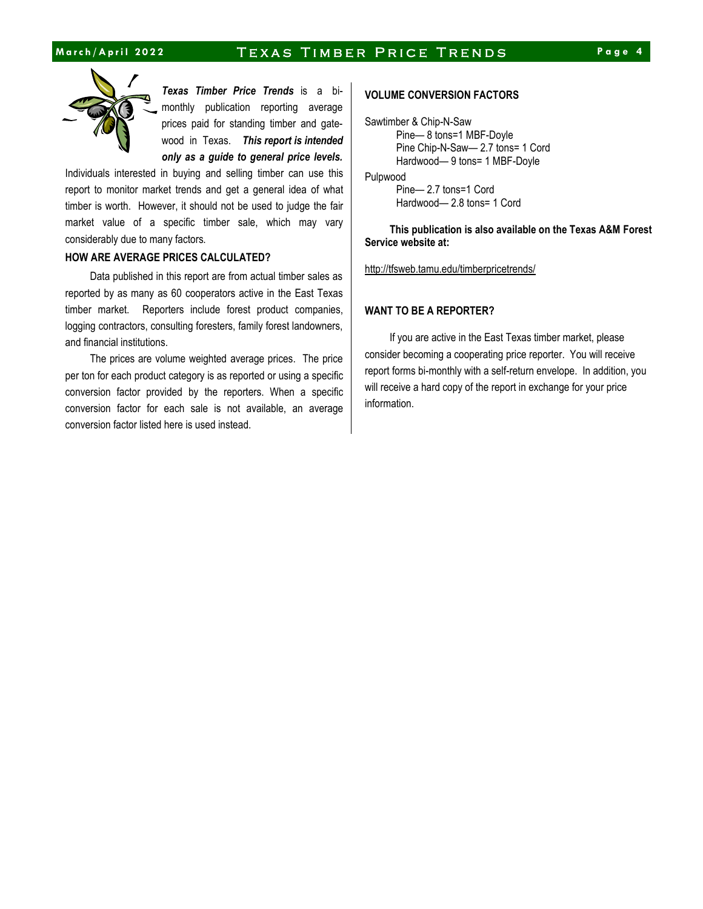*Texas Timber Price Trends* is a bi-monthly publication reporting average prices paid for standing timber and gate-wood in Texas. ***This report is intended only as a guide to general price levels.*** Individuals interested in buying and selling timber can use this report to monitor market trends and get a general idea of what timber is worth. However, it should not be used to judge the fair market value of a specific timber sale, which may vary considerably due to many factors.

**HOW ARE AVERAGE PRICES CALCULATED?**

Data published in this report are from actual timber sales as reported by as many as 60 cooperators active in the East Texas timber market. Reporters include forest product companies, logging contractors, consulting foresters, family forest landowners, and financial institutions.

The prices are volume weighted average prices. The price per ton for each product category is as reported or using a specific conversion factor provided by the reporters. When a specific conversion factor for each sale is not available, an average conversion factor listed here is used instead.

**VOLUME CONVERSION FACTORS**

Sawtimber & Chip-N-Saw
- Pine— 8 tons=1 MBF-Doyle
- Pine Chip-N-Saw— 2.7 tons= 1 Cord
- Hardwood— 9 tons= 1 MBF-Doyle

Pulpwood
- Pine— 2.7 tons=1 Cord
- Hardwood— 2.8 tons= 1 Cord

**This publication is also available on the Texas A&M Forest Service website at:**

http://tfsweb.tamu.edu/timberpricetrends/

**WANT TO BE A REPORTER?**

If you are active in the East Texas timber market, please consider becoming a cooperating price reporter. You will receive report forms bi-monthly with a self-return envelope. In addition, you will receive a hard copy of the report in exchange for your price information.